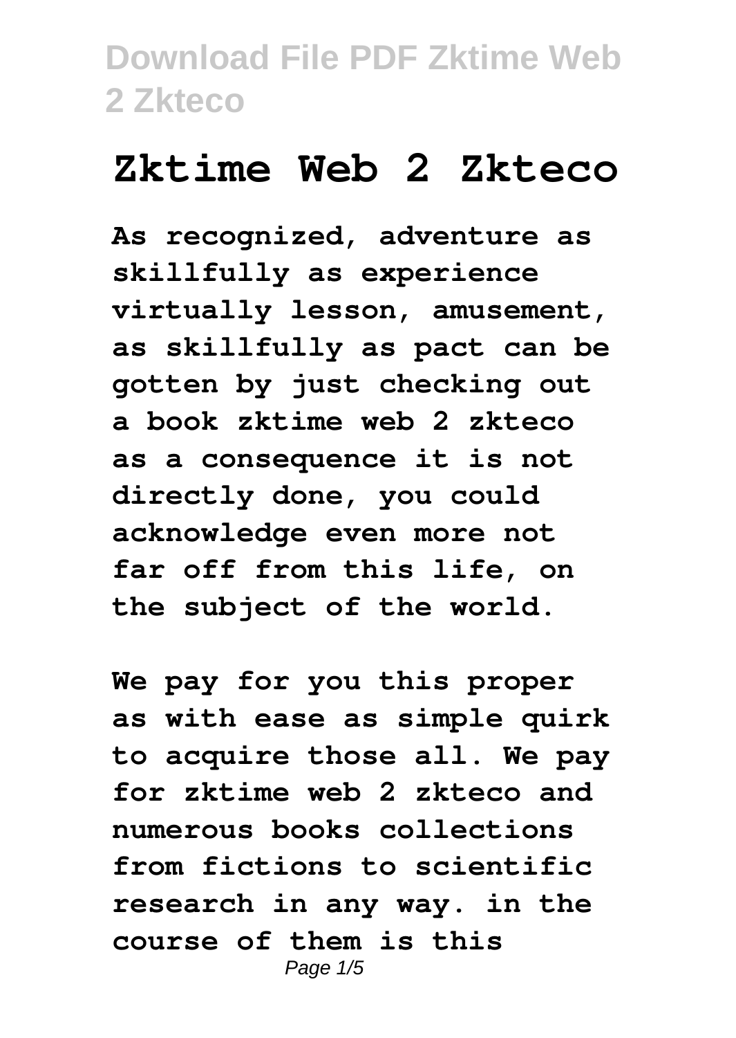# Zktime Web 2 Zkteco

**As recognized, adventure as skillfully as experience virtually lesson, amusement, as skillfully as pact can be gotten by just checking out a book zktime web 2 zkteco as a consequence it is not directly done, you could acknowledge even more not far off from this life, on the subject of the world.**

**We pay for you this proper as with ease as simple quirk to acquire those all. We pay for zktime web 2 zkteco and numerous books collections from fictions to scientific research in any way. in the course of them is this**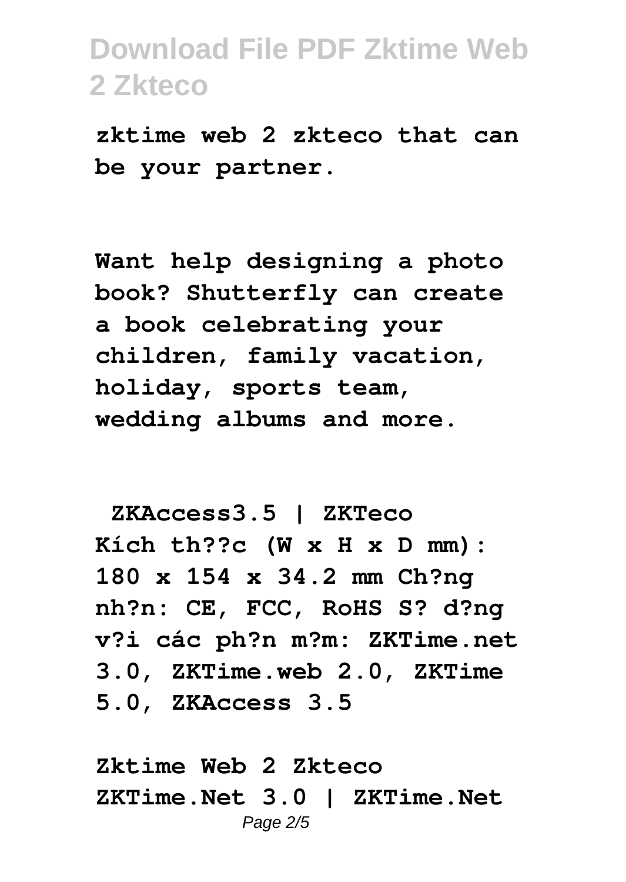zktime web 2 zkteco that can be your partner.

Want help designing a photo book? Shutterfly can create a book celebrating your children, family vacation, holiday, sports team, wedding albums and more.

**ZKAccess3.5 | ZKTeco**

Kích th??c (W x H x D mm): 180 x 154 x 34.2 mm Ch?ng nh?n: CE, FCC, RoHS S? d?ng v?i các ph?n m?m: ZKTime.net 3.0, ZKTime.web 2.0, ZKTime 5.0, ZKAccess 3.5

**Zktime Web 2 Zkteco**

ZKTime.Net 3.0 | ZKTime.Net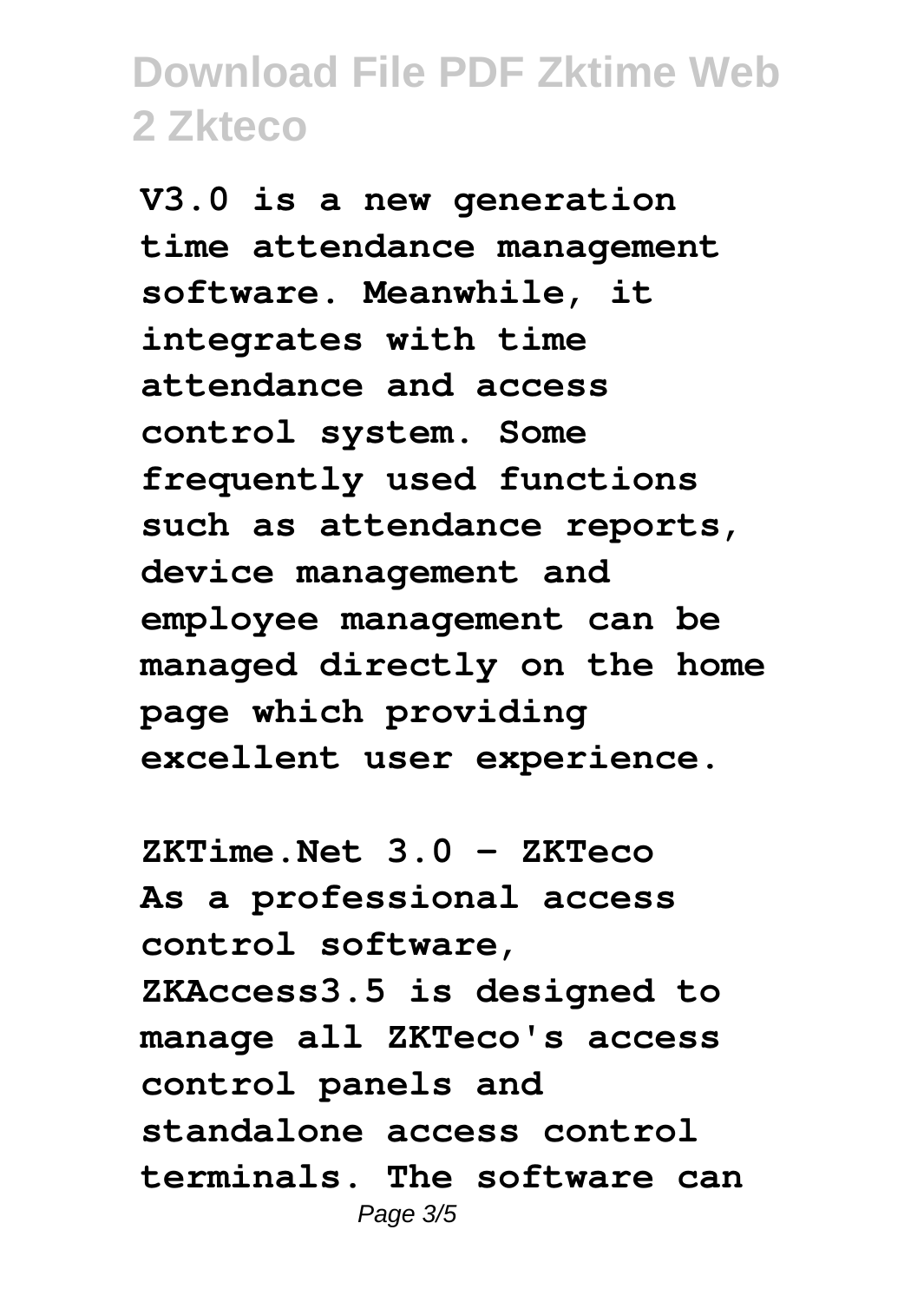V3.0 is a new generation time attendance management software. Meanwhile, it integrates with time attendance and access control system. Some frequently used functions such as attendance reports, device management and employee management can be managed directly on the home page which providing excellent user experience.

**ZKTime.Net 3.0 - ZKTeco**

As a professional access control software, ZKAccess3.5 is designed to manage all ZKTeco's access control panels and standalone access control terminals. The software can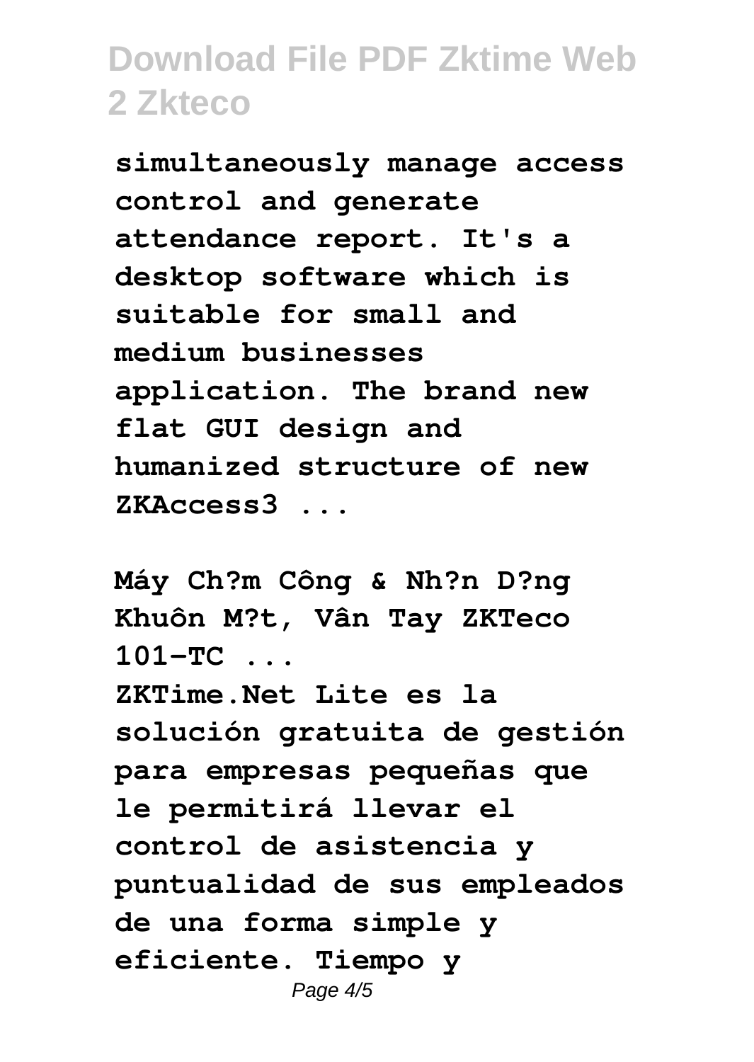**simultaneously manage access control and generate attendance report. It's a desktop software which is suitable for small and medium businesses application. The brand new flat GUI design and humanized structure of new ZKAccess3 ...**

**Máy Ch?m Công & Nh?n D?ng Khuôn M?t, Vân Tay ZKTeco 101-TC ...**

**ZKTime.Net Lite es la solución gratuita de gestión para empresas pequeñas que le permitirá llevar el control de asistencia y puntualidad de sus empleados de una forma simple y eficiente. Tiempo y**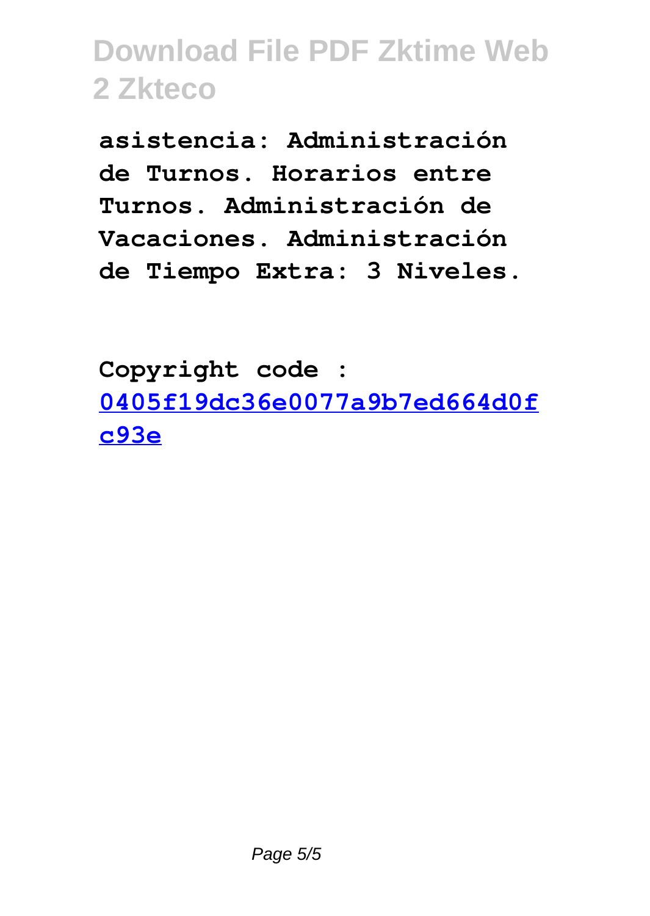**asistencia: Administración de Turnos. Horarios entre Turnos. Administración de Vacaciones. Administración de Tiempo Extra: 3 Niveles.**

**Copyright code : 0405f19dc36e0077a9b7ed664d0fc93e**